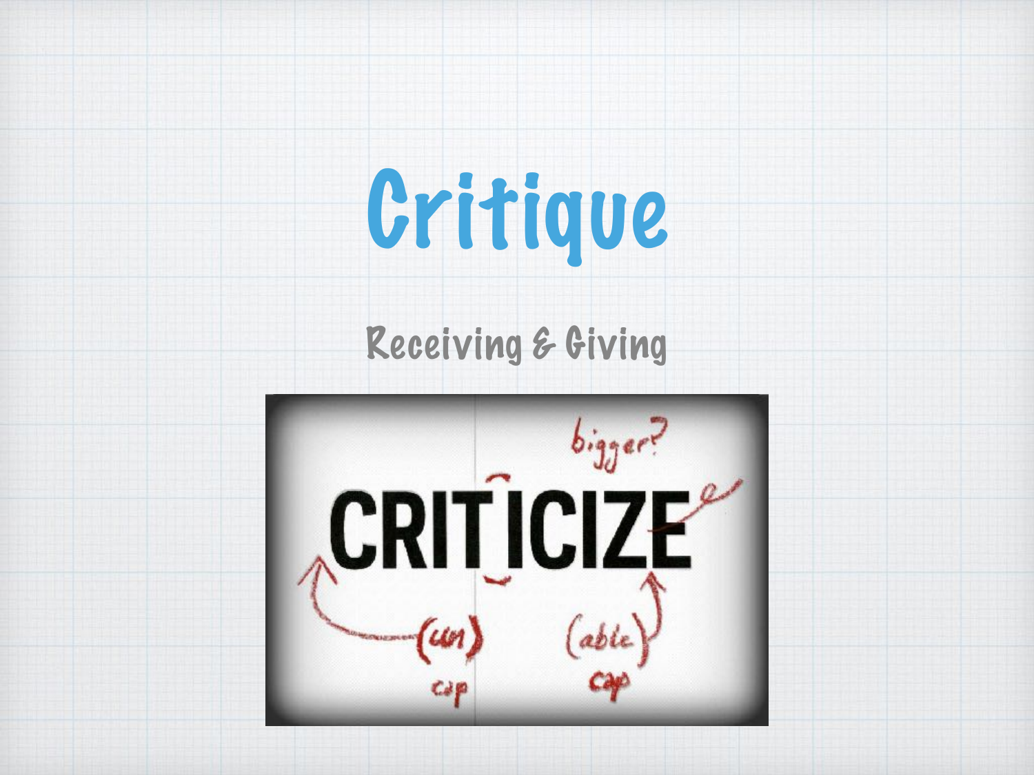# Critique

## Receiving & Giving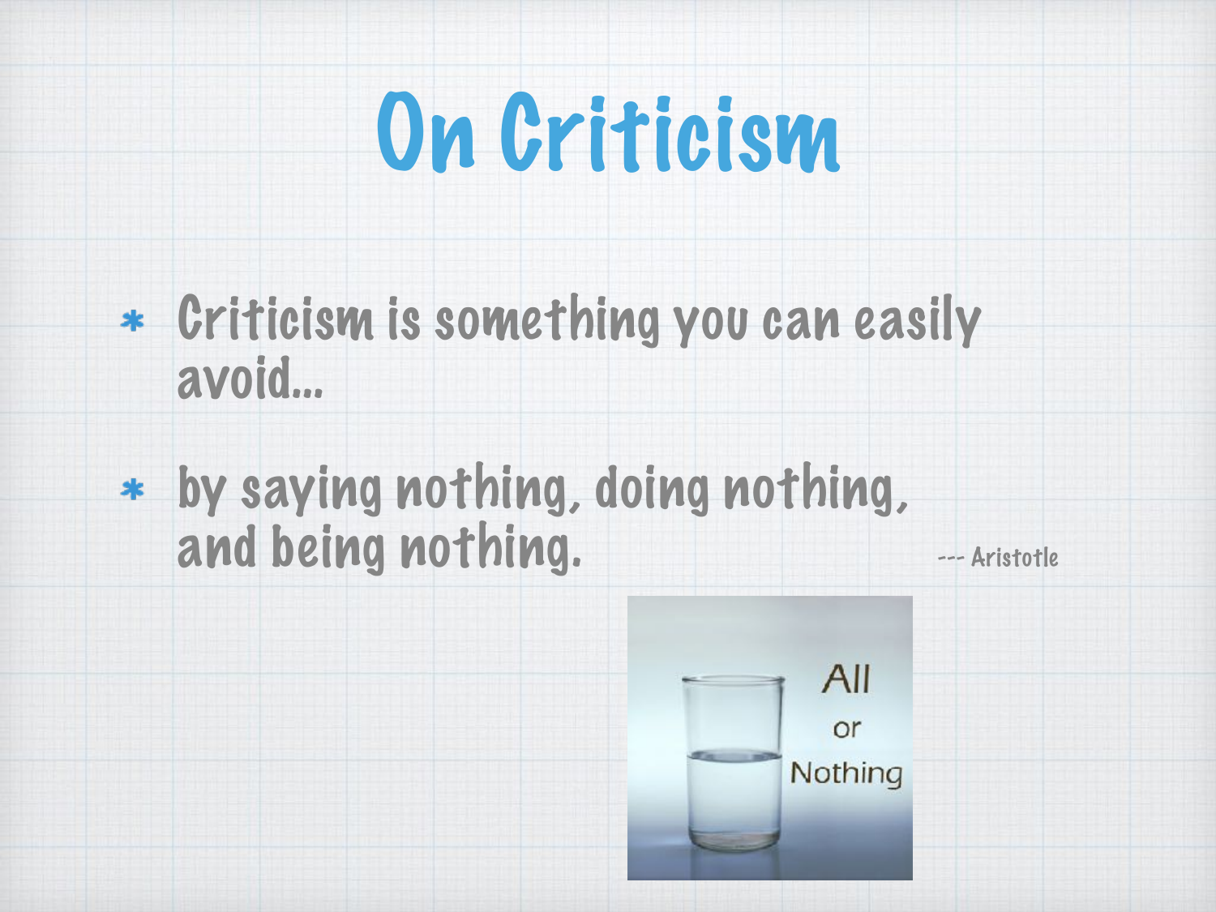# On Criticism

* Criticism is something you can easily avoid...
* by saying nothing, doing nothing, and being nothing. --- Aristotle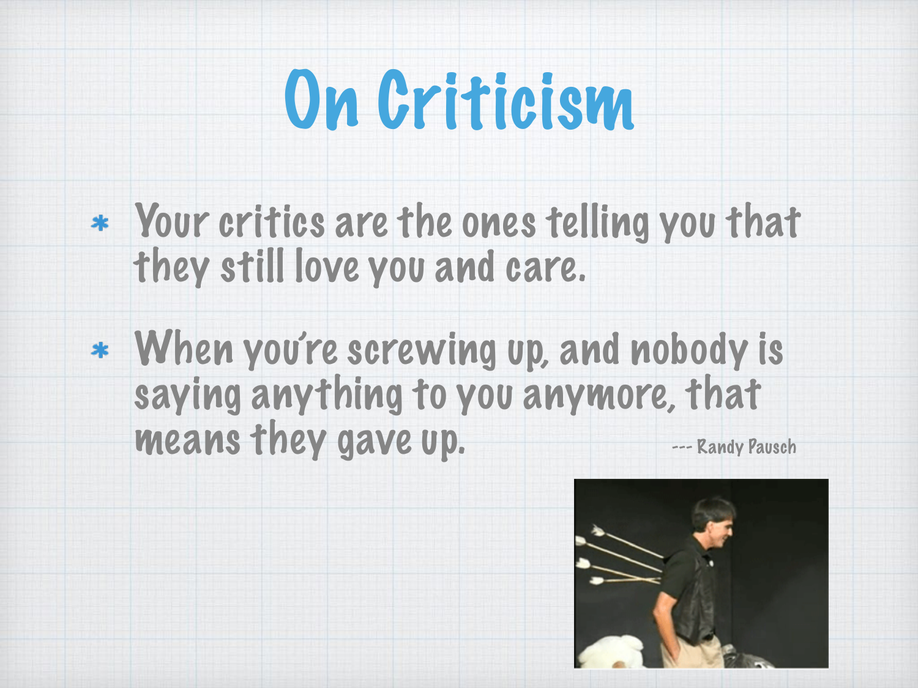# On Criticism

* Your critics are the ones telling you that they still love you and care.
* When you're screwing up, and nobody is saying anything to you anymore, that means they gave up.

--- Randy Pausch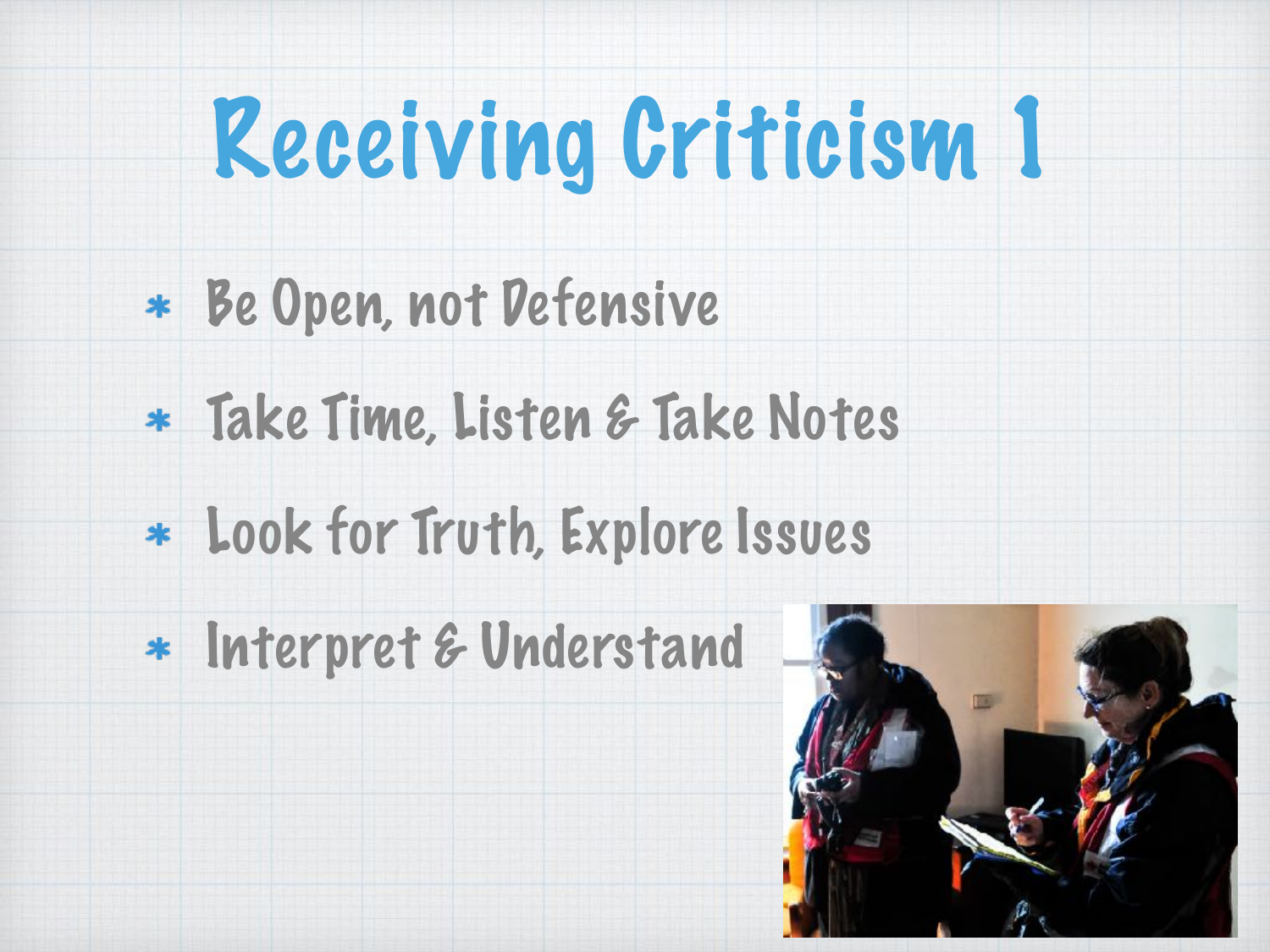# Receiving Criticism 1

- Be Open, not Defensive
- Take Time, Listen & Take Notes
- Look for Truth, Explore Issues
- Interpret & Understand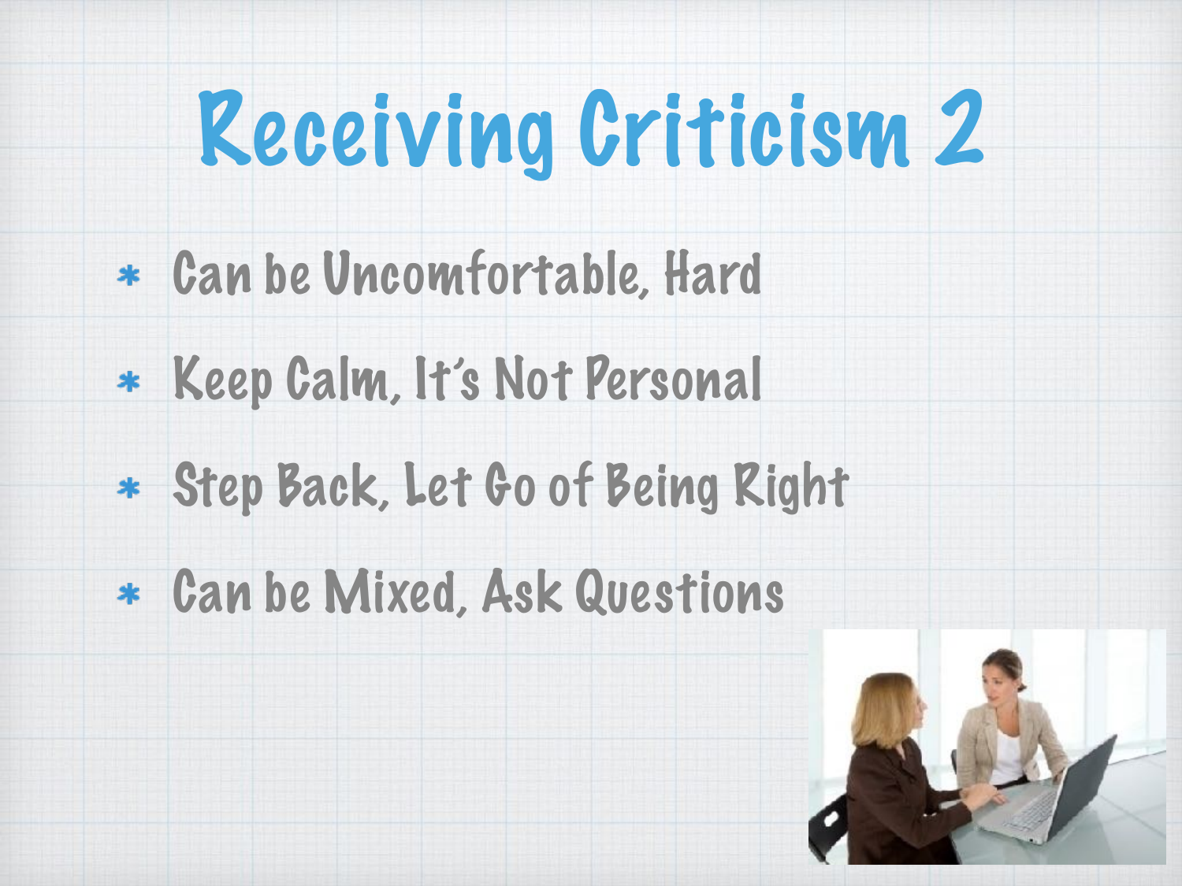# Receiving Criticism 2

- Can be Uncomfortable, Hard
- Keep Calm, It's Not Personal
- Step Back, Let Go of Being Right
- Can be Mixed, Ask Questions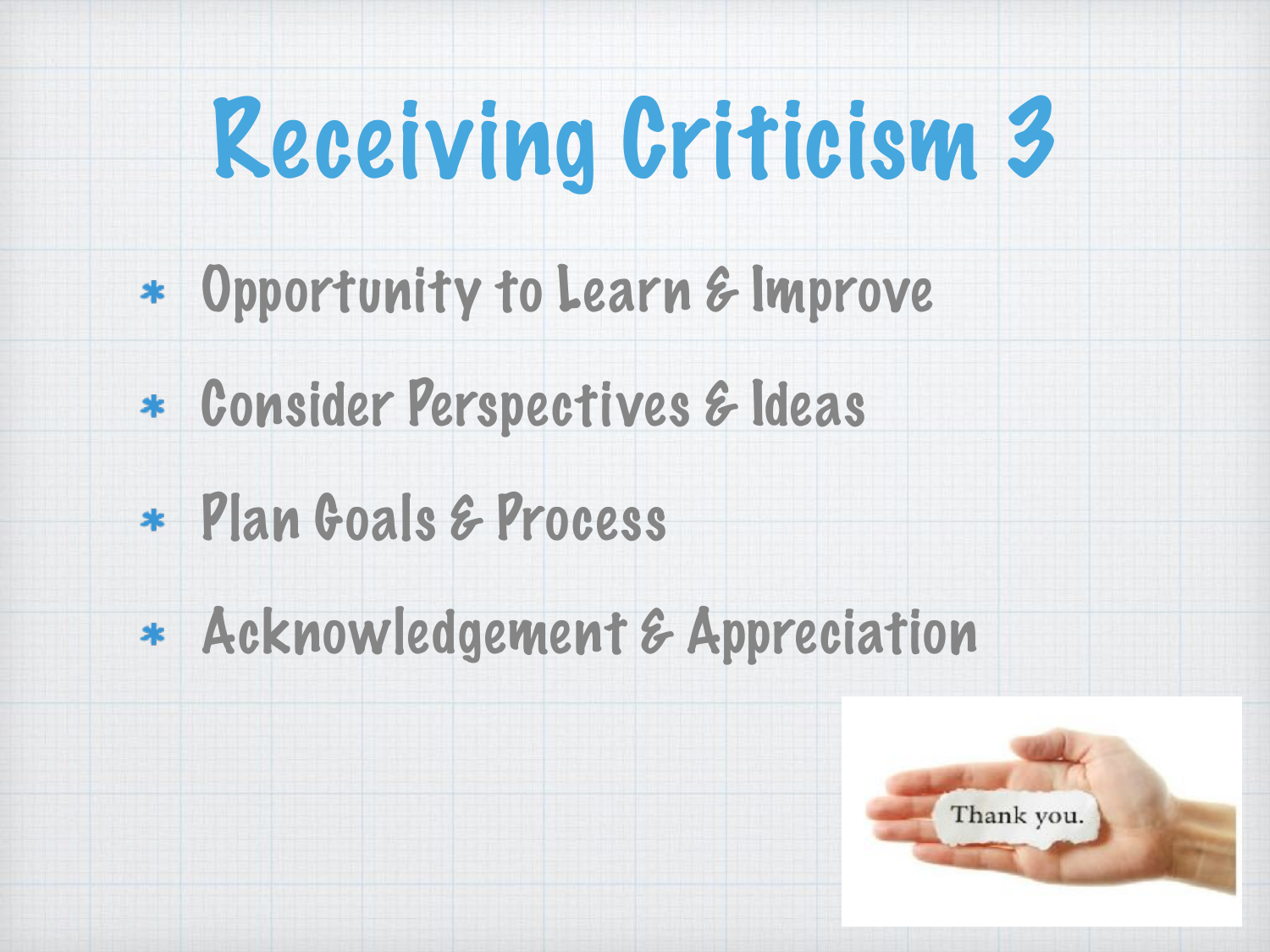# Receiving Criticism 3

- Opportunity to Learn & Improve
- Consider Perspectives & Ideas
- Plan Goals & Process
- Acknowledgement & Appreciation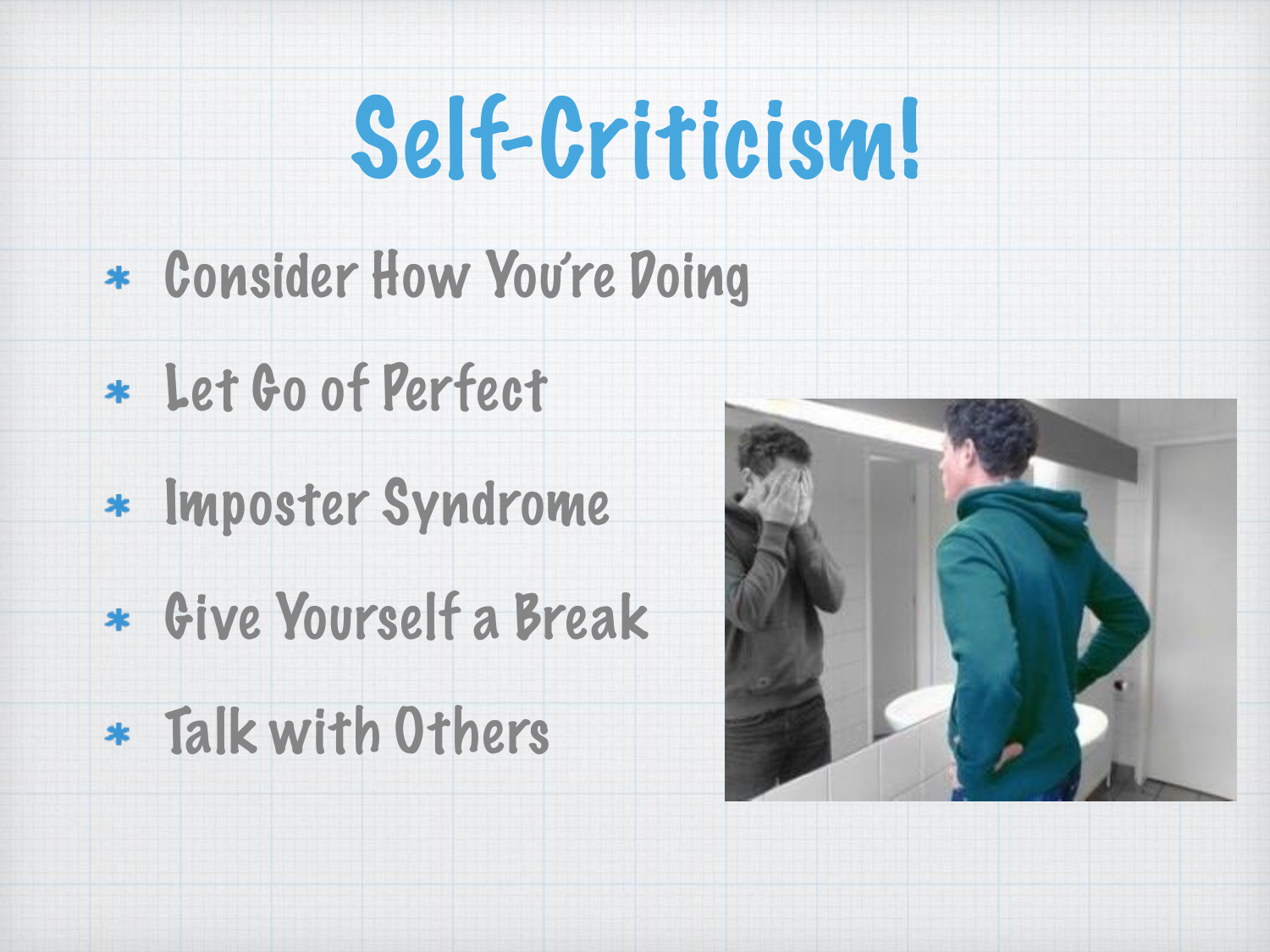# Self-Criticism!

- Consider How You're Doing
- Let Go of Perfect
- Imposter Syndrome
- Give Yourself a Break
- Talk with Others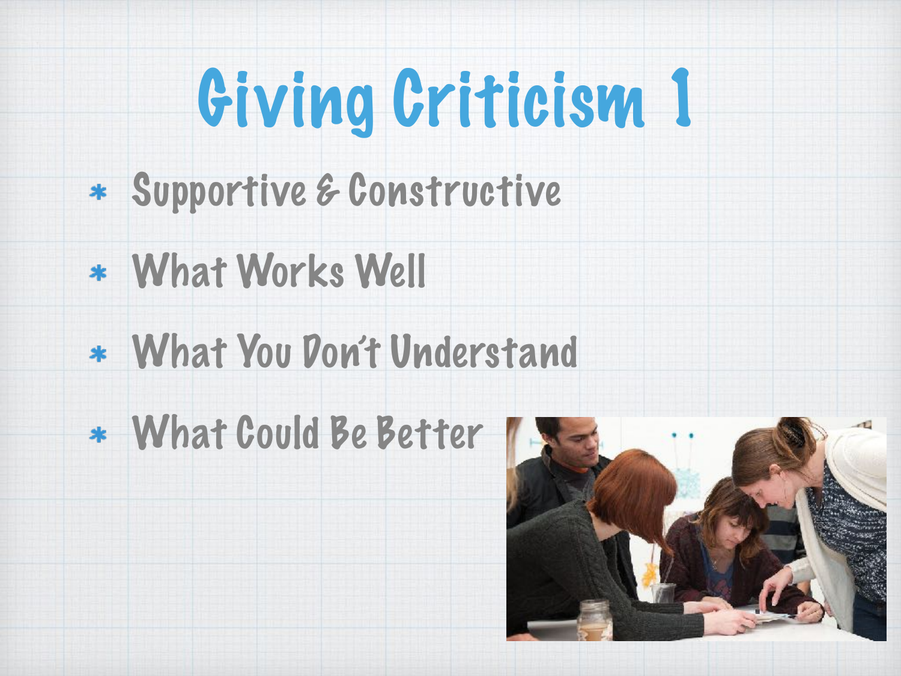# Giving Criticism 1

* Supportive & Constructive
* What Works Well
* What You Don't Understand
* What Could Be Better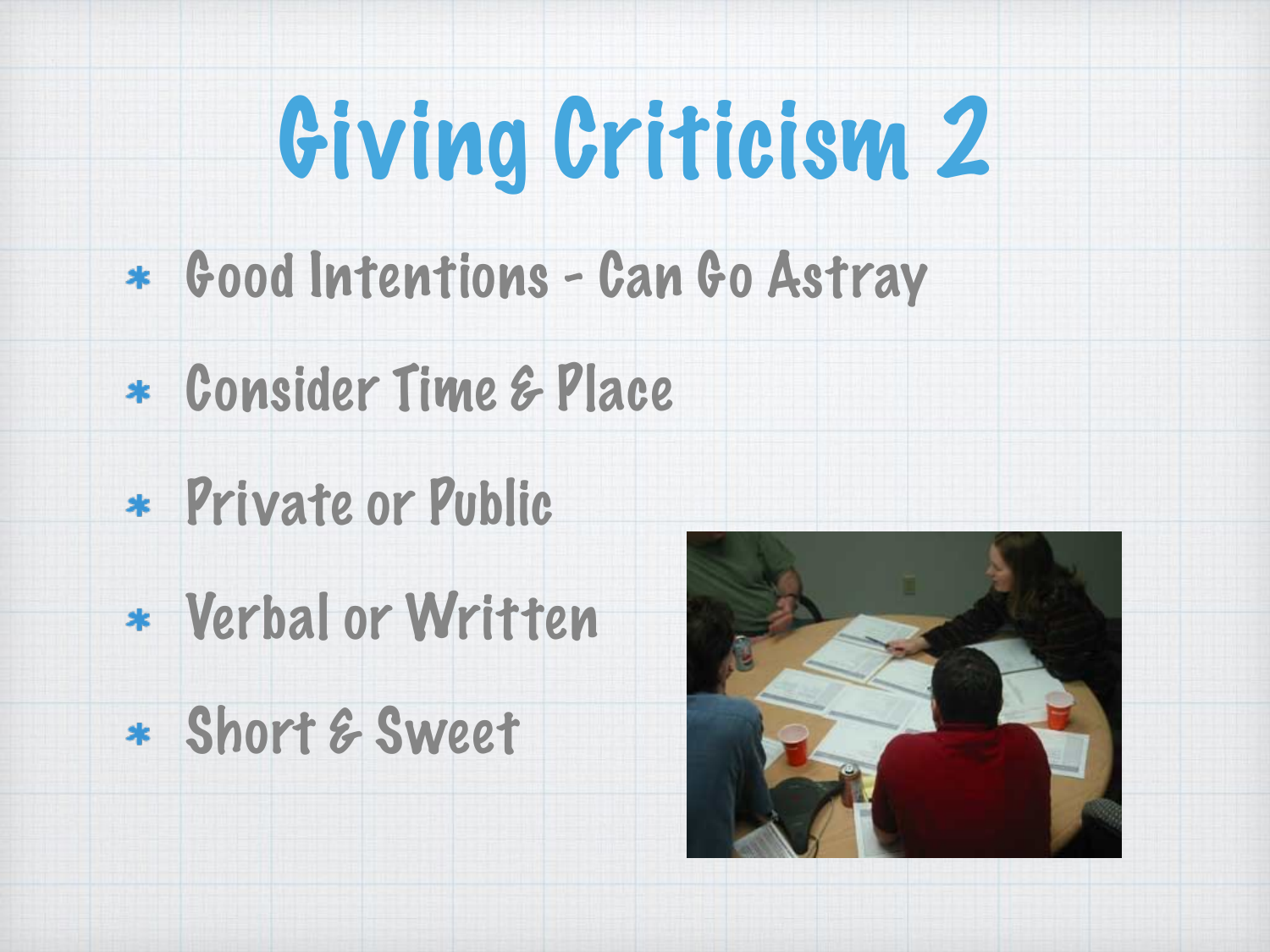# Giving Criticism 2

* Good Intentions - Can Go Astray
* Consider Time & Place
* Private or Public
* Verbal or Written
* Short & Sweet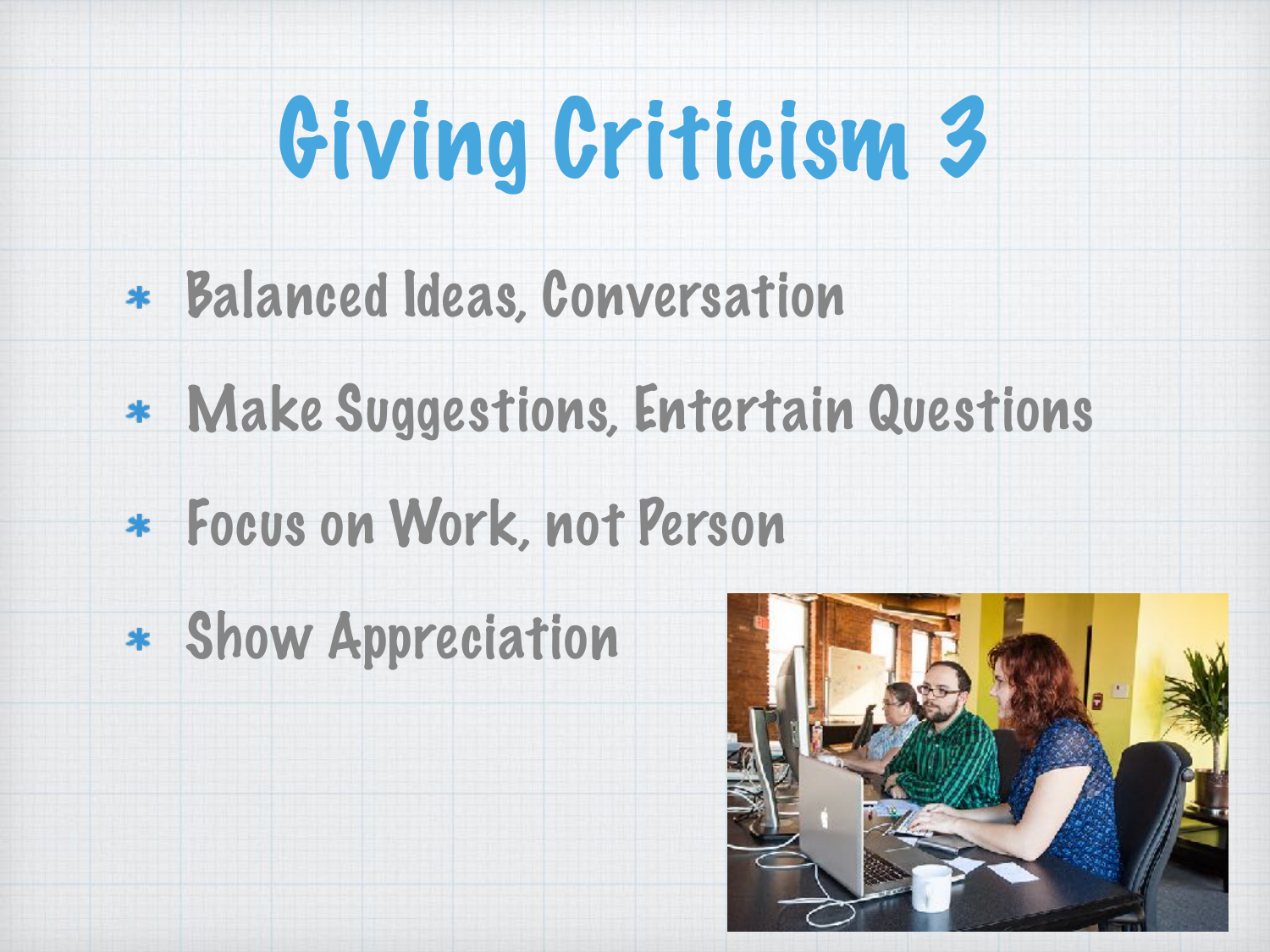# Giving Criticism 3

* Balanced Ideas, Conversation
* Make Suggestions, Entertain Questions
* Focus on Work, not Person
* Show Appreciation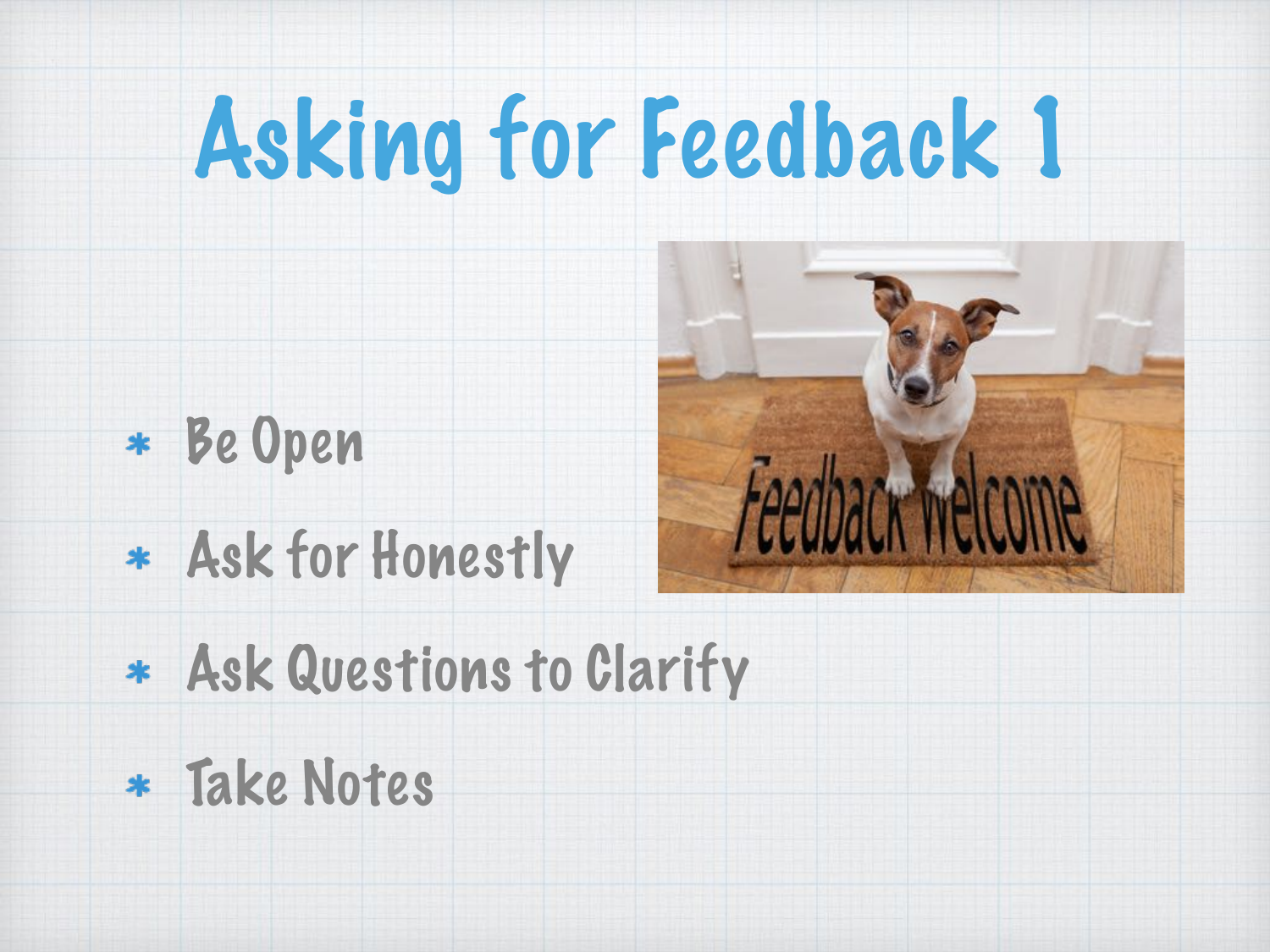# Asking for Feedback 1

* Be Open
* Ask for Honestly
* Ask Questions to Clarify
* Take Notes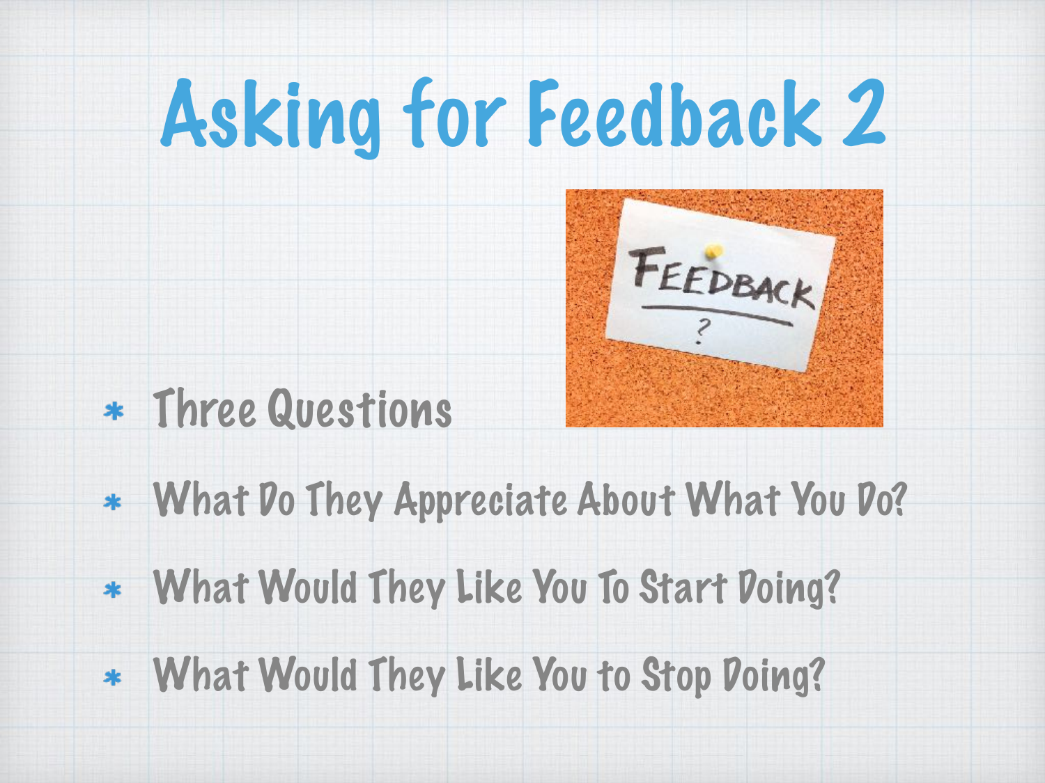# Asking for Feedback 2

* Three Questions
* What Do They Appreciate About What You Do?
* What Would They Like You To Start Doing?
* What Would They Like You to Stop Doing?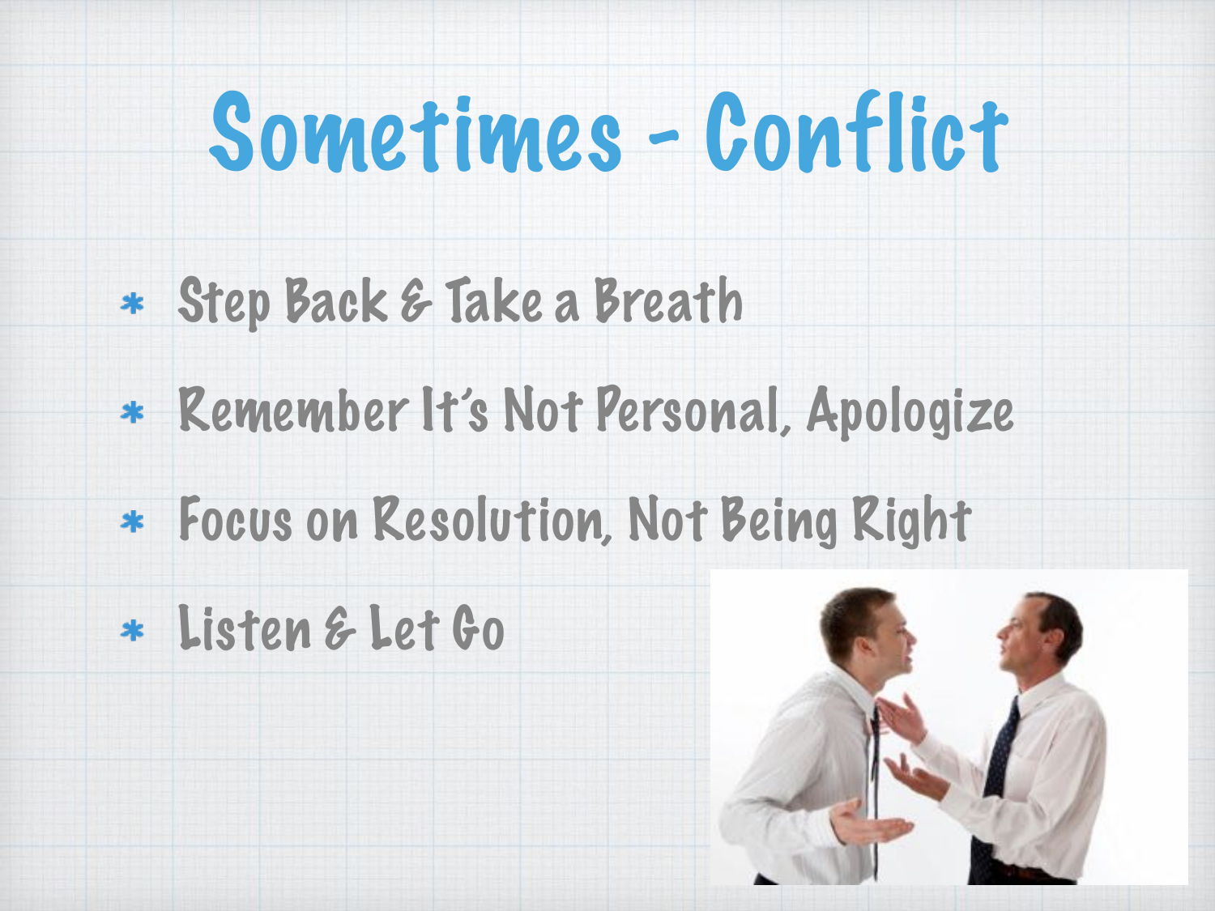# Sometimes - Conflict

* Step Back & Take a Breath
* Remember It's Not Personal, Apologize
* Focus on Resolution, Not Being Right
* Listen & Let Go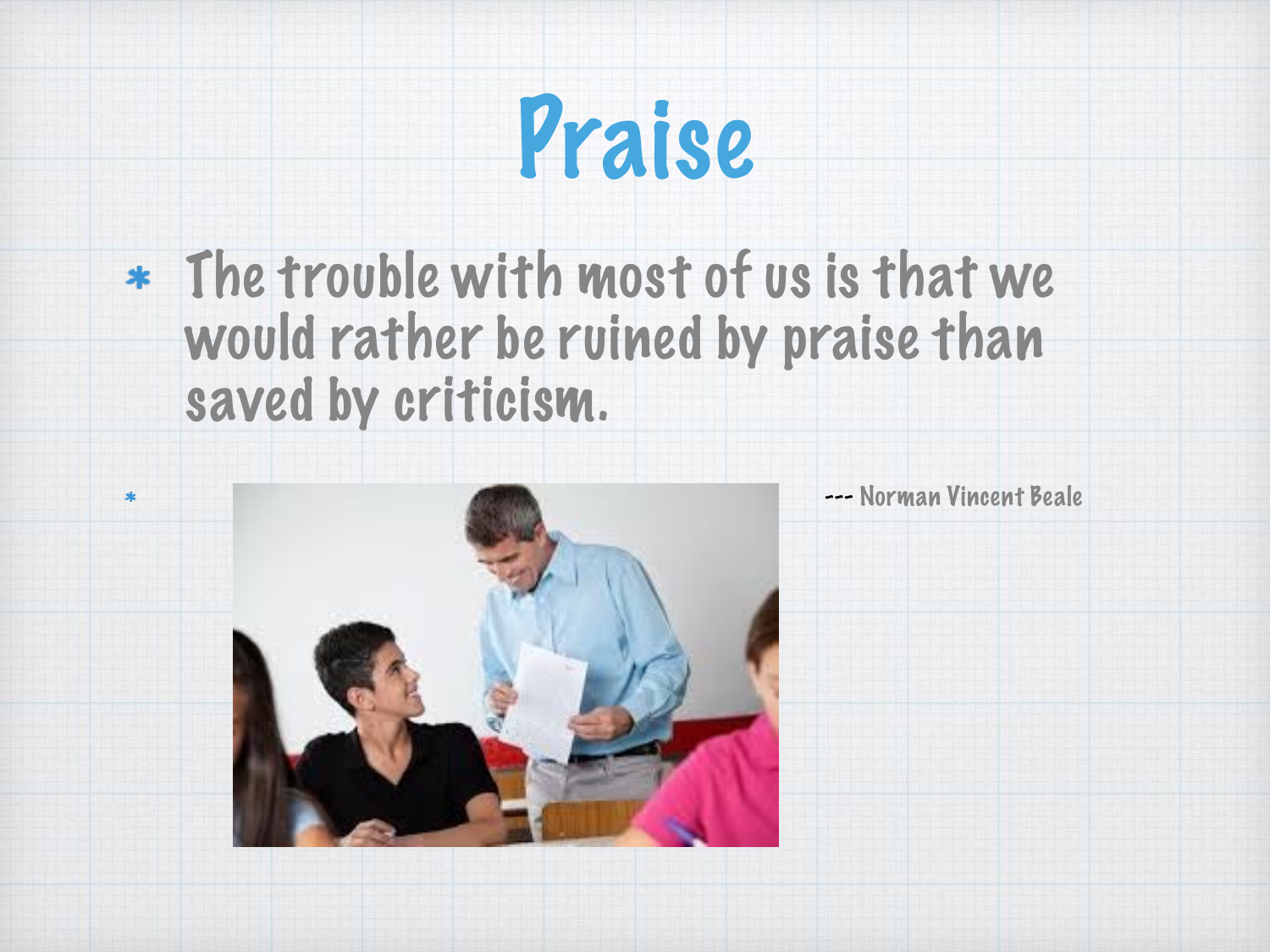# Praise

* The trouble with most of us is that we would rather be ruined by praise than saved by criticism.

*

--- Norman Vincent Beale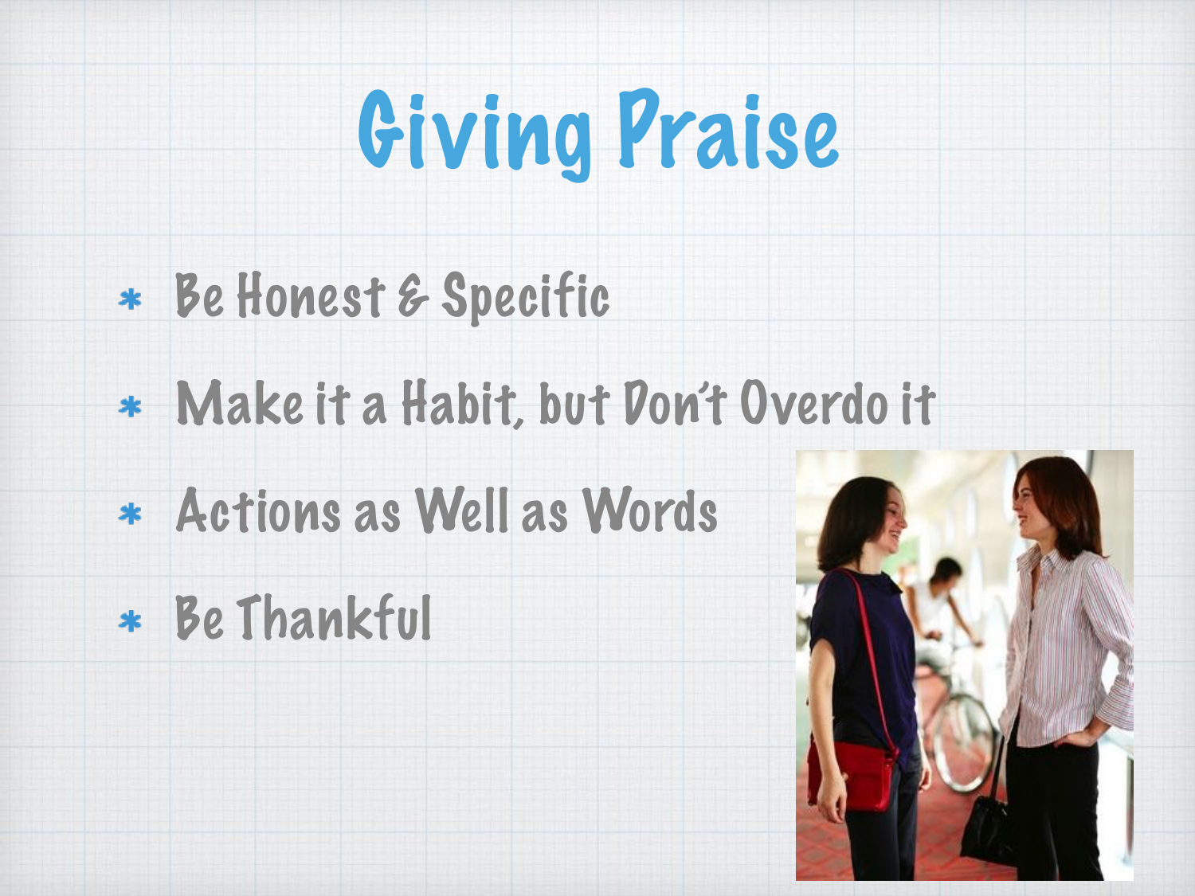# Giving Praise

- Be Honest & Specific
- Make it a Habit, but Don't Overdo it
- Actions as Well as Words
- Be Thankful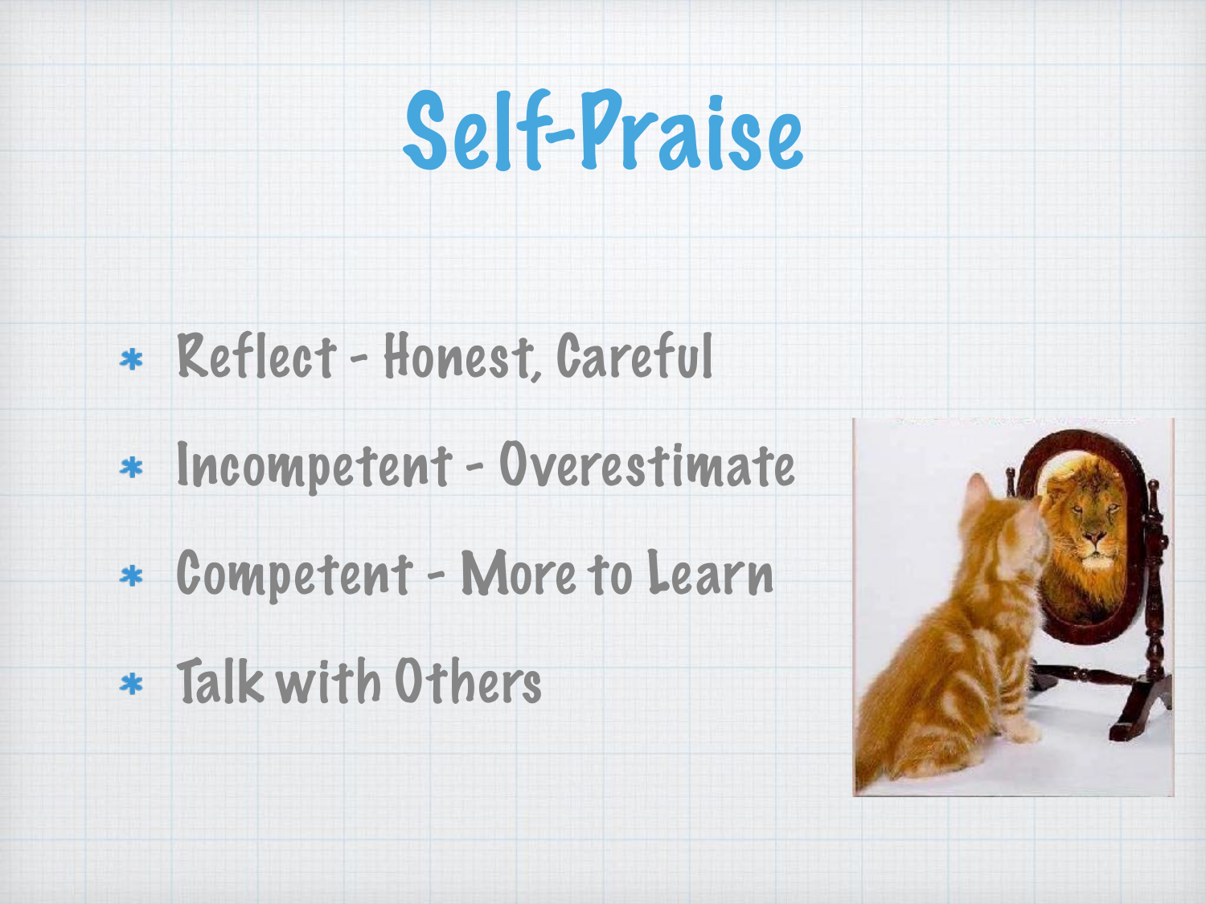# Self-Praise

* Reflect - Honest, Careful
* Incompetent - Overestimate
* Competent - More to Learn
* Talk with Others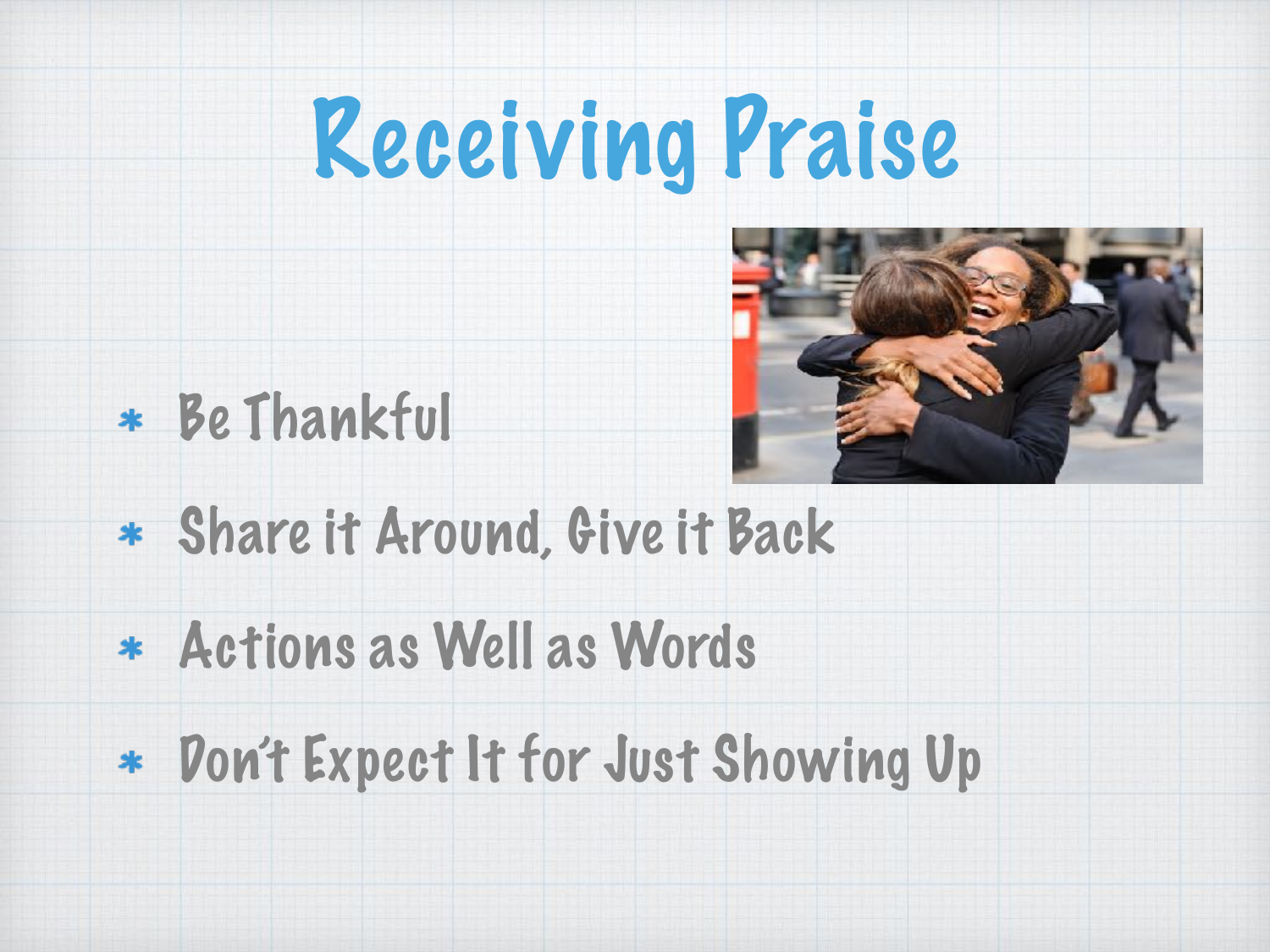# Receiving Praise

* Be Thankful
* Share it Around, Give it Back
* Actions as Well as Words
* Don't Expect It for Just Showing Up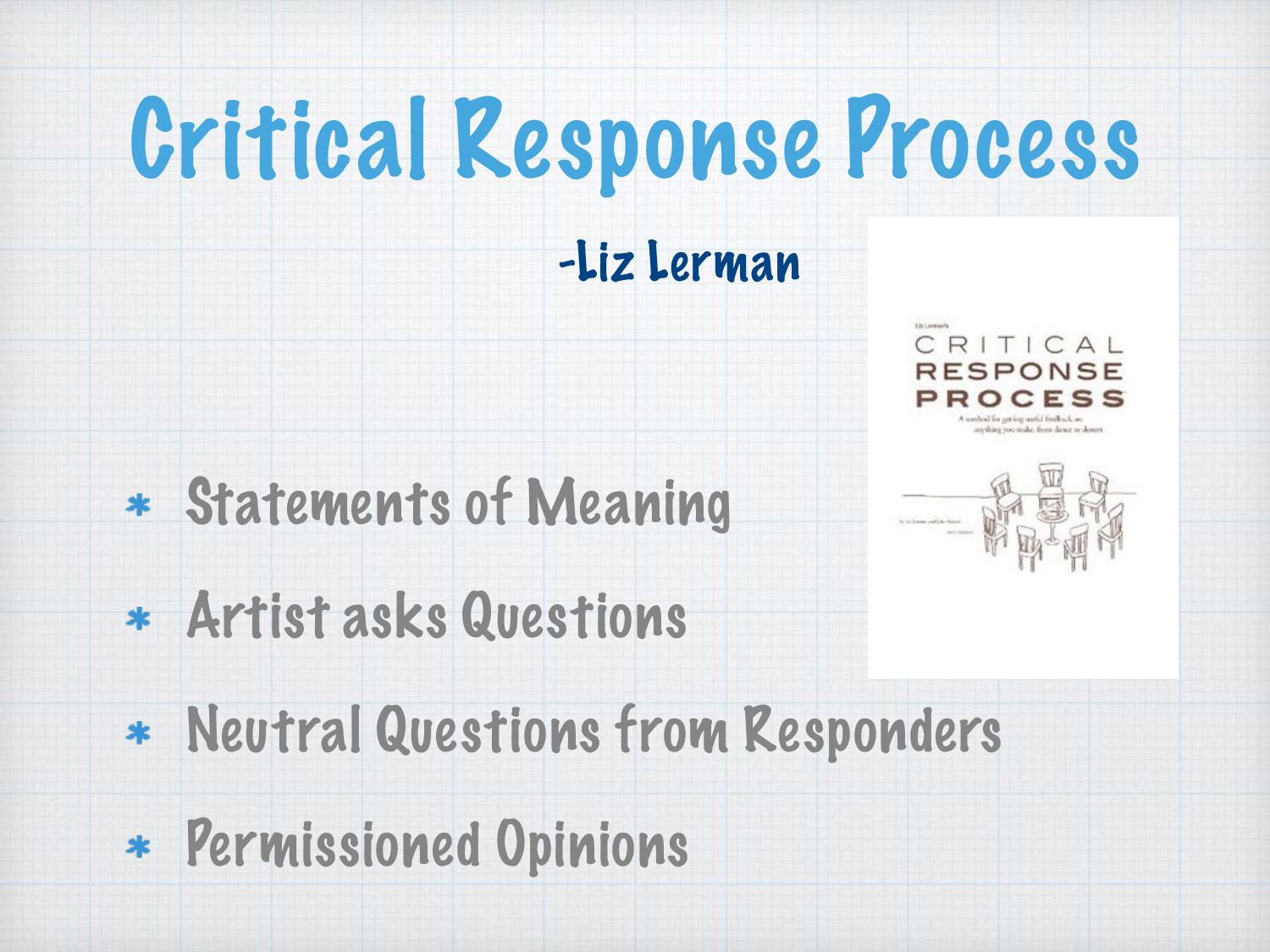# Critical Response Process

-Liz Lerman

* Statements of Meaning
* Artist asks Questions
* Neutral Questions from Responders
* Permissioned Opinions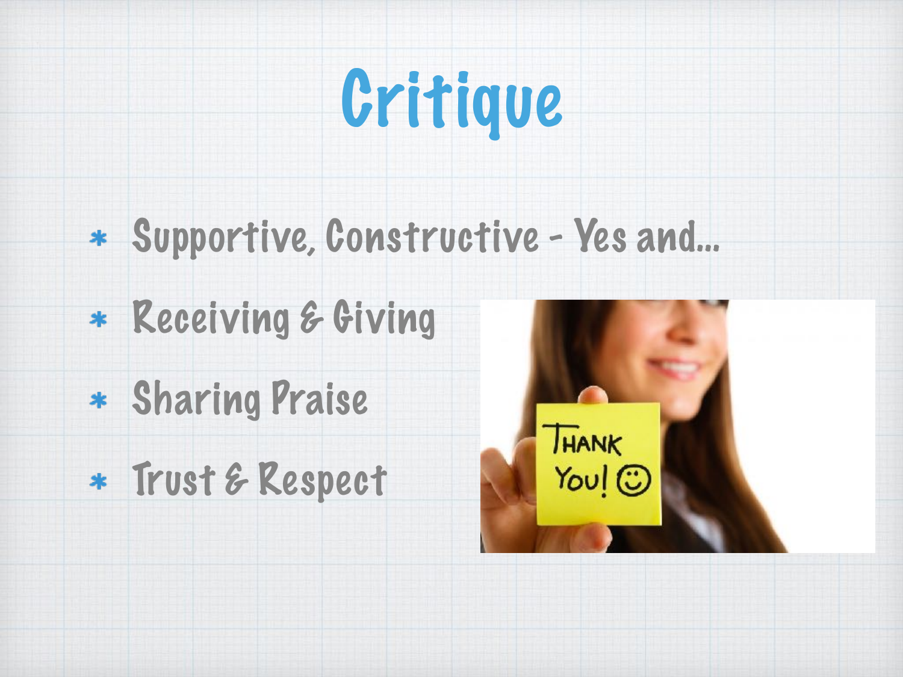# Critique

* Supportive, Constructive - Yes and...
* Receiving & Giving
* Sharing Praise
* Trust & Respect